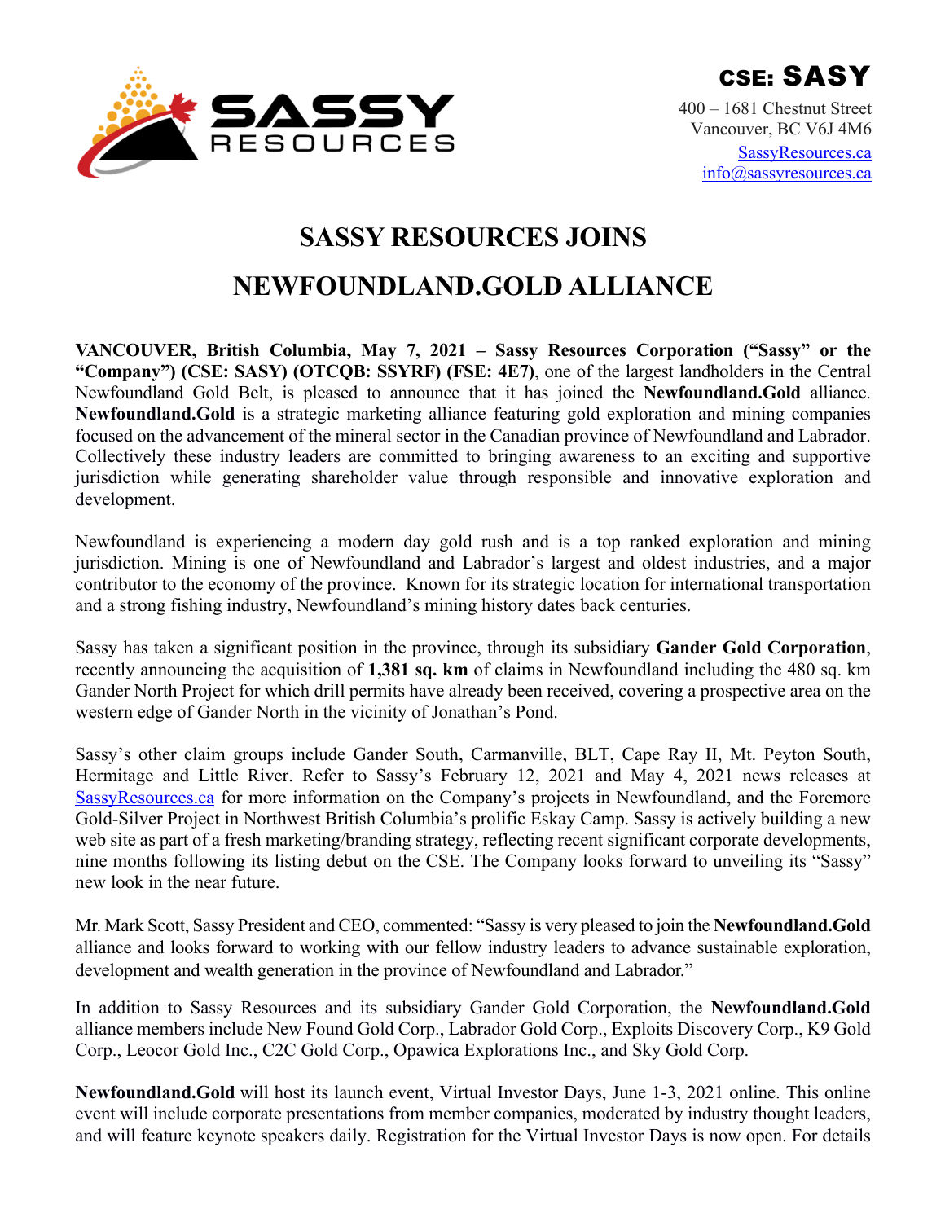**CSE: SASSY**

400 – 1681 Chestnut Street
Vancouver, BC V6J 4M6
[SassyResources.ca](SassyResources.ca)
[info@sassyresources.ca](mailto:info@sassyresources.ca)

# SASSY RESOURCES JOINS NEWFOUNDLAND.GOLD ALLIANCE

**VANCOUVER, British Columbia, May 7, 2021 – Sassy Resources Corporation ("Sassy" or the "Company") (CSE: SASY) (OTCQB: SSYRF) (FSE: 4E7)**, one of the largest landholders in the Central Newfoundland Gold Belt, is pleased to announce that it has joined the **Newfoundland.Gold** alliance. **Newfoundland.Gold** is a strategic marketing alliance featuring gold exploration and mining companies focused on the advancement of the mineral sector in the Canadian province of Newfoundland and Labrador. Collectively these industry leaders are committed to bringing awareness to an exciting and supportive jurisdiction while generating shareholder value through responsible and innovative exploration and development.

Newfoundland is experiencing a modern day gold rush and is a top ranked exploration and mining jurisdiction. Mining is one of Newfoundland and Labrador's largest and oldest industries, and a major contributor to the economy of the province. Known for its strategic location for international transportation and a strong fishing industry, Newfoundland's mining history dates back centuries.

Sassy has taken a significant position in the province, through its subsidiary **Gander Gold Corporation**, recently announcing the acquisition of **1,381 sq. km** of claims in Newfoundland including the 480 sq. km Gander North Project for which drill permits have already been received, covering a prospective area on the western edge of Gander North in the vicinity of Jonathan's Pond.

Sassy's other claim groups include Gander South, Carmanville, BLT, Cape Ray II, Mt. Peyton South, Hermitage and Little River. Refer to Sassy's February 12, 2021 and May 4, 2021 news releases at [SassyResources.ca](SassyResources.ca) for more information on the Company's projects in Newfoundland, and the Foremore Gold-Silver Project in Northwest British Columbia's prolific Eskay Camp. Sassy is actively building a new web site as part of a fresh marketing/branding strategy, reflecting recent significant corporate developments, nine months following its listing debut on the CSE. The Company looks forward to unveiling its "Sassy" new look in the near future.

Mr. Mark Scott, Sassy President and CEO, commented: "Sassy is very pleased to join the **Newfoundland.Gold** alliance and looks forward to working with our fellow industry leaders to advance sustainable exploration, development and wealth generation in the province of Newfoundland and Labrador."

In addition to Sassy Resources and its subsidiary Gander Gold Corporation, the **Newfoundland.Gold** alliance members include New Found Gold Corp., Labrador Gold Corp., Exploits Discovery Corp., K9 Gold Corp., Leocor Gold Inc., C2C Gold Corp., Opawica Explorations Inc., and Sky Gold Corp.

**Newfoundland.Gold** will host its launch event, Virtual Investor Days, June 1-3, 2021 online. This online event will include corporate presentations from member companies, moderated by industry thought leaders, and will feature keynote speakers daily. Registration for the Virtual Investor Days is now open. For details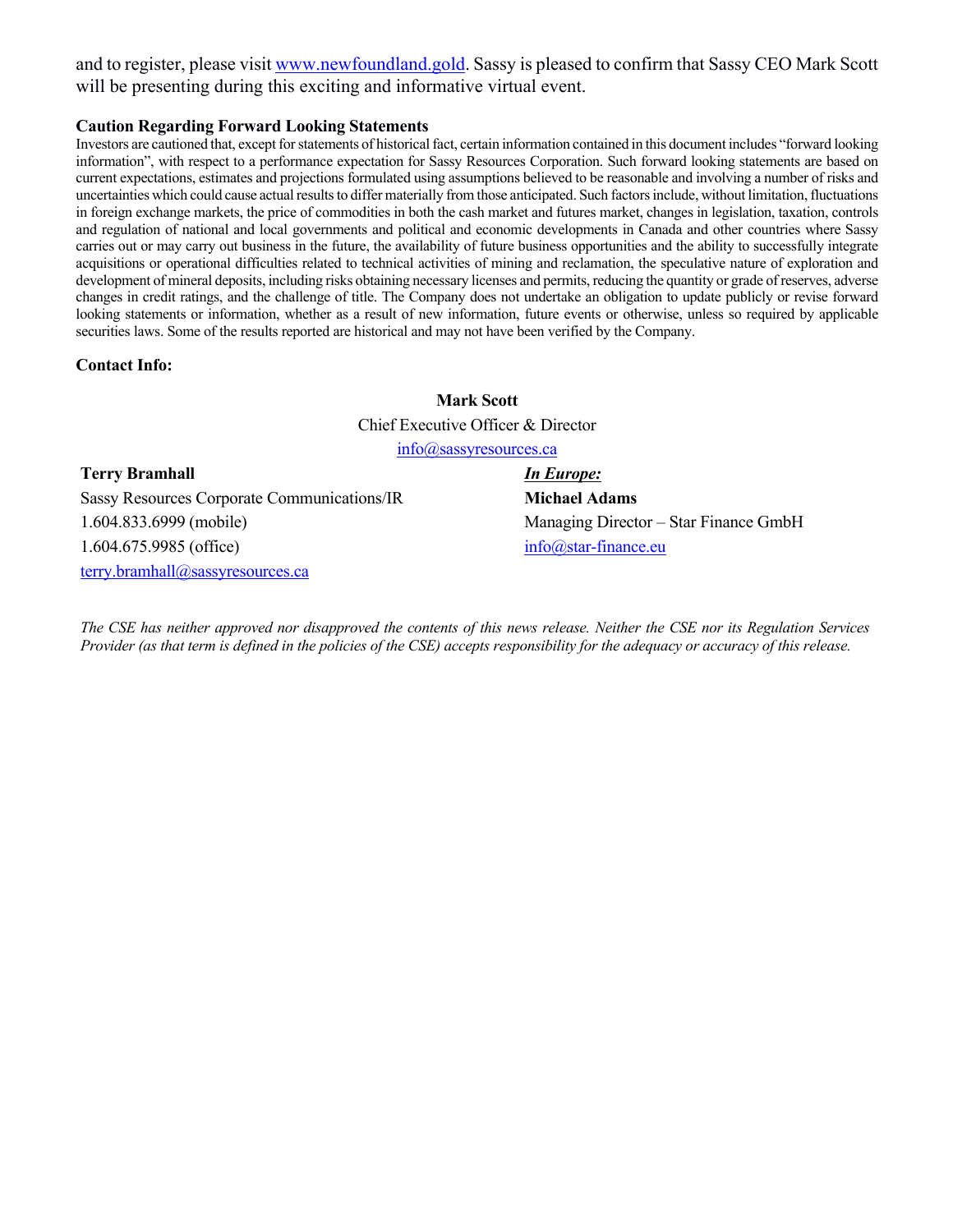and to register, please visit www.newfoundland.gold. Sassy is pleased to confirm that Sassy CEO Mark Scott will be presenting during this exciting and informative virtual event.

**Caution Regarding Forward Looking Statements**

Investors are cautioned that, except for statements of historical fact, certain information contained in this document includes "forward looking information", with respect to a performance expectation for Sassy Resources Corporation. Such forward looking statements are based on current expectations, estimates and projections formulated using assumptions believed to be reasonable and involving a number of risks and uncertainties which could cause actual results to differ materially from those anticipated. Such factors include, without limitation, fluctuations in foreign exchange markets, the price of commodities in both the cash market and futures market, changes in legislation, taxation, controls and regulation of national and local governments and political and economic developments in Canada and other countries where Sassy carries out or may carry out business in the future, the availability of future business opportunities and the ability to successfully integrate acquisitions or operational difficulties related to technical activities of mining and reclamation, the speculative nature of exploration and development of mineral deposits, including risks obtaining necessary licenses and permits, reducing the quantity or grade of reserves, adverse changes in credit ratings, and the challenge of title. The Company does not undertake an obligation to update publicly or revise forward looking statements or information, whether as a result of new information, future events or otherwise, unless so required by applicable securities laws. Some of the results reported are historical and may not have been verified by the Company.

**Contact Info:**

**Mark Scott**
Chief Executive Officer & Director
info@sassyresources.ca

**Terry Bramhall**
Sassy Resources Corporate Communications/IR
1.604.833.6999 (mobile)
1.604.675.9985 (office)
terry.bramhall@sassyresources.ca

***In Europe:***
**Michael Adams**
Managing Director – Star Finance GmbH
info@star-finance.eu

*The CSE has neither approved nor disapproved the contents of this news release. Neither the CSE nor its Regulation Services Provider (as that term is defined in the policies of the CSE) accepts responsibility for the adequacy or accuracy of this release.*